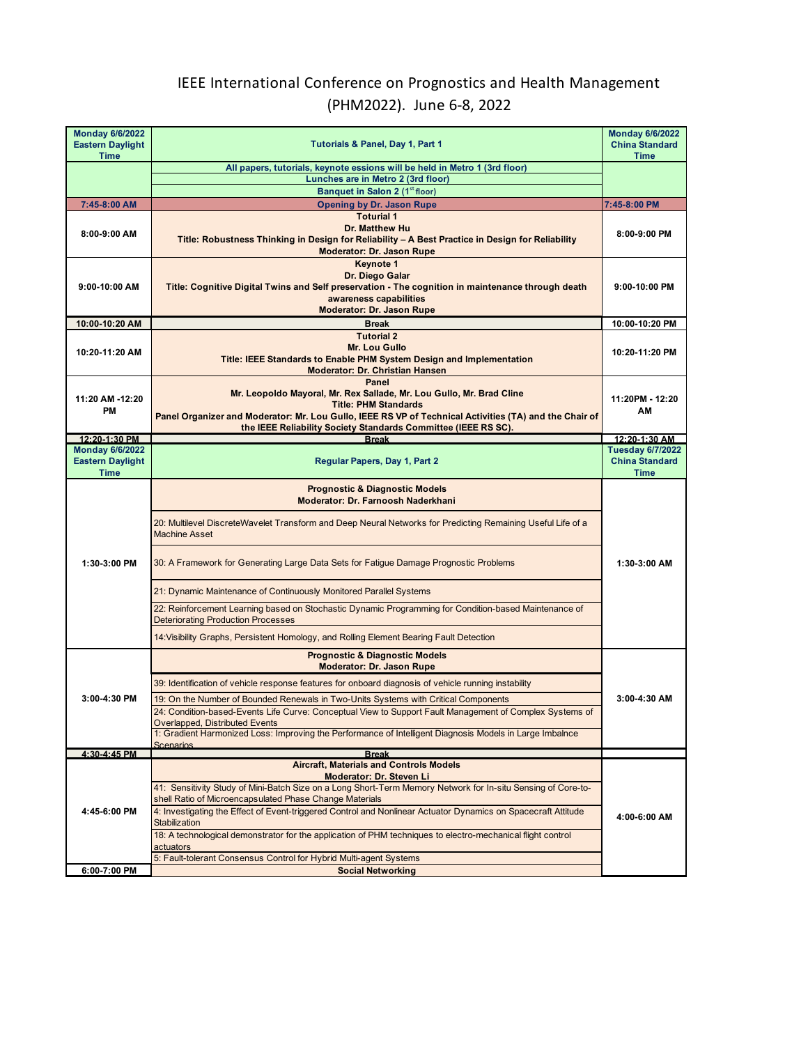# IEEE International Conference on Prognostics and Health Management (PHM2022). June 6-8, 2022

| Monday 6/6/2022 Eastern Daylight Time | Tutorials & Panel, Day 1, Part 1 | Monday 6/6/2022 China Standard Time |
|---|---|---|
| | All papers, tutorials, keynote essions will be held in Metro 1 (3rd floor) | |
| | Lunches are in Metro 2 (3rd floor) | |
| | Banquet in Salon 2 (1st floor) | |
| 7:45-8:00 AM | Opening by Dr. Jason Rupe | 7:45-8:00 PM |
| 8:00-9:00 AM | Toturial 1<br>Dr. Matthew Hu<br>Title: Robustness Thinking in Design for Reliability – A Best Practice in Design for Reliability<br>Moderator: Dr. Jason Rupe | 8:00-9:00 PM |
| 9:00-10:00 AM | Keynote 1<br>Dr. Diego Galar<br>Title: Cognitive Digital Twins and Self preservation - The cognition in maintenance through death awareness capabilities<br>Moderator: Dr. Jason Rupe | 9:00-10:00 PM |
| 10:00-10:20 AM | Break | 10:00-10:20 PM |
| 10:20-11:20 AM | Tutorial 2<br>Mr. Lou Gullo<br>Title: IEEE Standards to Enable PHM System Design and Implementation<br>Moderator: Dr. Christian Hansen | 10:20-11:20 PM |
| 11:20 AM -12:20 PM | Panel<br>Mr. Leopoldo Mayoral, Mr. Rex Sallade, Mr. Lou Gullo, Mr. Brad Cline<br>Title: PHM Standards<br>Panel Organizer and Moderator: Mr. Lou Gullo, IEEE RS VP of Technical Activities (TA) and the Chair of the IEEE Reliability Society Standards Committee (IEEE RS SC). | 11:20PM - 12:20 AM |
| 12:20-1:30 PM | Break | 12:20-1:30 AM |
| Monday 6/6/2022 Eastern Daylight Time | Regular Papers, Day 1, Part 2 | Tuesday 6/7/2022 China Standard Time |
| 1:30-3:00 PM | Prognostic & Diagnostic Models<br>Moderator: Dr. Farnoosh Naderkhani | 1:30-3:00 AM |
| | 20: Multilevel DiscreteWavelet Transform and Deep Neural Networks for Predicting Remaining Useful Life of a Machine Asset | |
| | 30: A Framework for Generating Large Data Sets for Fatigue Damage Prognostic Problems | |
| | 21: Dynamic Maintenance of Continuously Monitored Parallel Systems | |
| | 22: Reinforcement Learning based on Stochastic Dynamic Programming for Condition-based Maintenance of Deteriorating Production Processes | |
| | 14:Visibility Graphs, Persistent Homology, and Rolling Element Bearing Fault Detection | |
| 3:00-4:30 PM | Prognostic & Diagnostic Models<br>Moderator: Dr. Jason Rupe | 3:00-4:30 AM |
| | 39: Identification of vehicle response features for onboard diagnosis of vehicle running instability | |
| | 19: On the Number of Bounded Renewals in Two-Units Systems with Critical Components | |
| | 24: Condition-based-Events Life Curve: Conceptual View to Support Fault Management of Complex Systems of Overlapped, Distributed Events | |
| | 1: Gradient Harmonized Loss: Improving the Performance of Intelligent Diagnosis Models in Large Imbalnce Scenarios | |
| 4:30-4:45 PM | Break | |
| 4:45-6:00 PM | Aircraft, Materials and Controls Models<br>Moderator: Dr. Steven Li | 4:00-6:00 AM |
| | 41: Sensitivity Study of Mini-Batch Size on a Long Short-Term Memory Network for In-situ Sensing of Core-to-shell Ratio of Microencapsulated Phase Change Materials | |
| | 4: Investigating the Effect of Event-triggered Control and Nonlinear Actuator Dynamics on Spacecraft Attitude Stabilization | |
| | 18: A technological demonstrator for the application of PHM techniques to electro-mechanical flight control actuators | |
| | 5: Fault-tolerant Consensus Control for Hybrid Multi-agent Systems | |
| 6:00-7:00 PM | Social Networking | |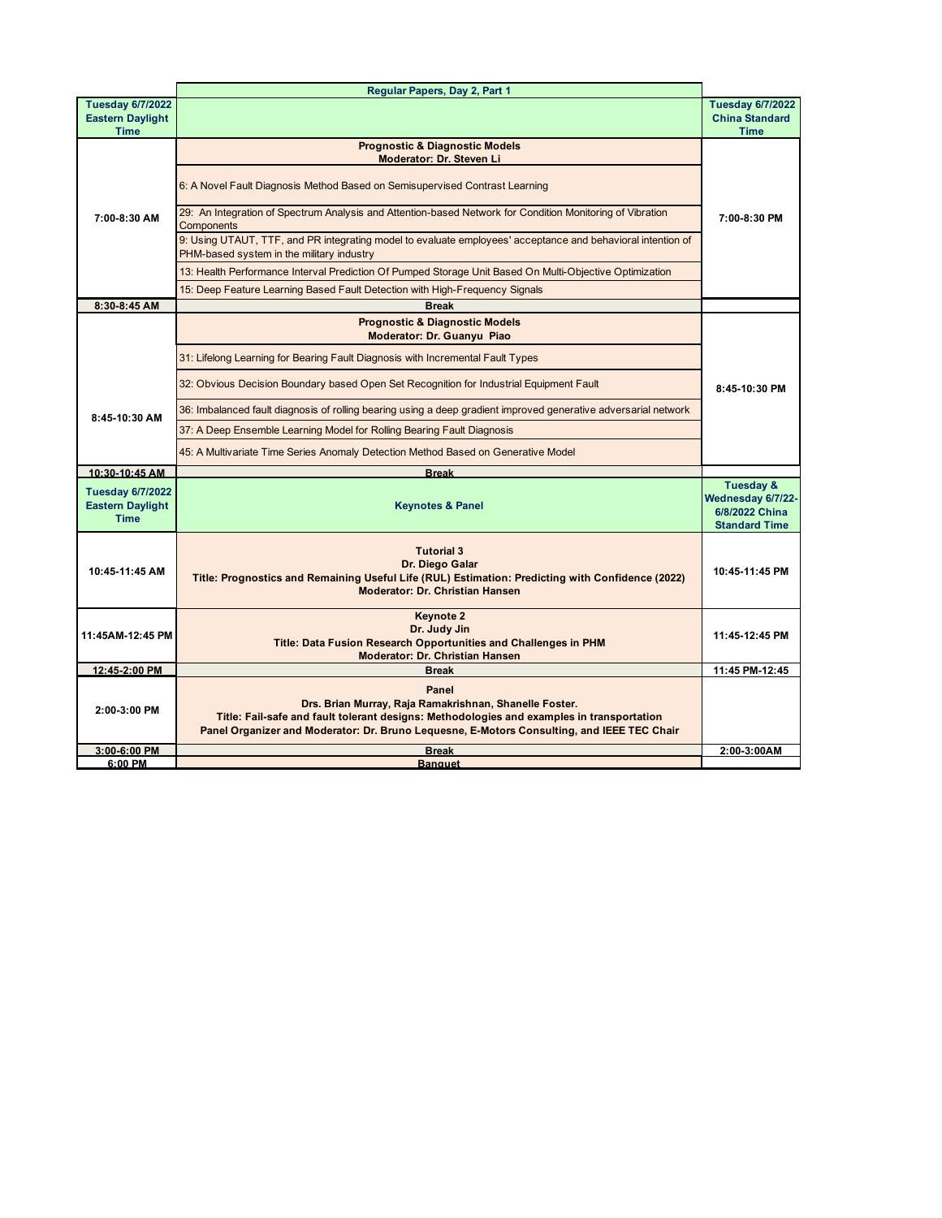| | Regular Papers, Day 2, Part 1 | |
|---|---|---|
| **Tuesday 6/7/2022 Eastern Daylight Time** | | **Tuesday 6/7/2022 China Standard Time** |
| **7:00-8:30 AM** | **Prognostic & Diagnostic Models**<br>**Moderator: Dr. Steven Li** | **7:00-8:30 PM** |
| | 6: A Novel Fault Diagnosis Method Based on Semisupervised Contrast Learning | |
| | 29: An Integration of Spectrum Analysis and Attention-based Network for Condition Monitoring of Vibration Components | |
| | 9: Using UTAUT, TTF, and PR integrating model to evaluate employees' acceptance and behavioral intention of PHM-based system in the military industry | |
| | 13: Health Performance Interval Prediction Of Pumped Storage Unit Based On Multi-Objective Optimization | |
| | 15: Deep Feature Learning Based Fault Detection with High-Frequency Signals | |
| **8:30-8:45 AM** | **Break** | |
| **8:45-10:30 AM** | **Prognostic & Diagnostic Models**<br>**Moderator: Dr. Guanyu Piao** | **8:45-10:30 PM** |
| | 31: Lifelong Learning for Bearing Fault Diagnosis with Incremental Fault Types | |
| | 32: Obvious Decision Boundary based Open Set Recognition for Industrial Equipment Fault | |
| | 36: Imbalanced fault diagnosis of rolling bearing using a deep gradient improved generative adversarial network | |
| | 37: A Deep Ensemble Learning Model for Rolling Bearing Fault Diagnosis | |
| | 45: A Multivariate Time Series Anomaly Detection Method Based on Generative Model | |
| **10:30-10:45 AM** | **Break** | |
| **Tuesday 6/7/2022 Eastern Daylight Time** | **Keynotes & Panel** | **Tuesday & Wednesday 6/7/22-6/8/2022 China Standard Time** |
| **10:45-11:45 AM** | **Tutorial 3**<br>**Dr. Diego Galar**<br>**Title: Prognostics and Remaining Useful Life (RUL) Estimation: Predicting with Confidence (2022)**<br>**Moderator: Dr. Christian Hansen** | **10:45-11:45 PM** |
| **11:45AM-12:45 PM** | **Keynote 2**<br>**Dr. Judy Jin**<br>**Title: Data Fusion Research Opportunities and Challenges in PHM**<br>**Moderator: Dr. Christian Hansen** | **11:45-12:45 PM** |
| **12:45-2:00 PM** | **Break** | **11:45 PM-12:45** |
| **2:00-3:00 PM** | **Panel**<br>**Drs. Brian Murray, Raja Ramakrishnan, Shanelle Foster.**<br>**Title: Fail-safe and fault tolerant designs: Methodologies and examples in transportation**<br>**Panel Organizer and Moderator: Dr. Bruno Lequesne, E-Motors Consulting, and IEEE TEC Chair** | |
| **3:00-6:00 PM** | **Break** | **2:00-3:00AM** |
| **6:00 PM** | **Banquet** | |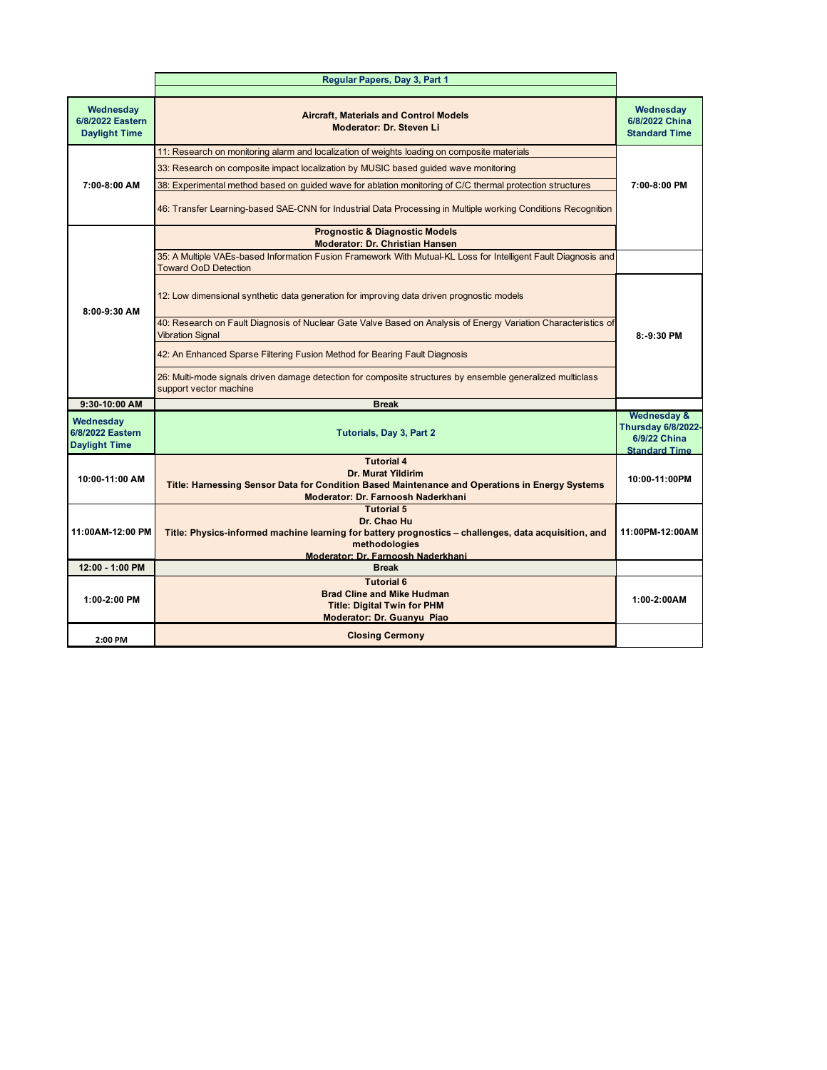| | Regular Papers, Day 3, Part 1 | |
|---|---|---|
| **Wednesday 6/8/2022 Eastern Daylight Time** | **Aircraft, Materials and Control Models**<br>**Moderator: Dr. Steven Li** | **Wednesday 6/8/2022 China Standard Time** |
| **7:00-8:00 AM** | 11: Research on monitoring alarm and localization of weights loading on composite materials | **7:00-8:00 PM** |
| | 33: Research on composite impact localization by MUSIC based guided wave monitoring | |
| | 38: Experimental method based on guided wave for ablation monitoring of C/C thermal protection structures | |
| | 46: Transfer Learning-based SAE-CNN for Industrial Data Processing in Multiple working Conditions Recognition | |
| **8:00-9:30 AM** | **Prognostic & Diagnostic Models**<br>**Moderator: Dr. Christian Hansen** | |
| | 35: A Multiple VAEs-based Information Fusion Framework With Mutual-KL Loss for Intelligent Fault Diagnosis and Toward OoD Detection | |
| | 12: Low dimensional synthetic data generation for improving data driven prognostic models | **8:-9:30 PM** |
| | 40: Research on Fault Diagnosis of Nuclear Gate Valve Based on Analysis of Energy Variation Characteristics of Vibration Signal | |
| | 42: An Enhanced Sparse Filtering Fusion Method for Bearing Fault Diagnosis | |
| | 26: Multi-mode signals driven damage detection for composite structures by ensemble generalized multiclass support vector machine | |
| **9:30-10:00 AM** | **Break** | |
| **Wednesday 6/8/2022 Eastern Daylight Time** | **Tutorials, Day 3, Part 2** | **Wednesday & Thursday 6/8/2022-6/9/22 China Standard Time** |
| **10:00-11:00 AM** | **Tutorial 4**<br>**Dr. Murat Yildirim**<br>**Title: Harnessing Sensor Data for Condition Based Maintenance and Operations in Energy Systems**<br>**Moderator: Dr. Farnoosh Naderkhani** | **10:00-11:00PM** |
| **11:00AM-12:00 PM** | **Tutorial 5**<br>**Dr. Chao Hu**<br>**Title: Physics-informed machine learning for battery prognostics – challenges, data acquisition, and methodologies**<br>**Moderator: Dr. Farnoosh Naderkhani** | **11:00PM-12:00AM** |
| **12:00 - 1:00 PM** | **Break** | |
| **1:00-2:00 PM** | **Tutorial 6**<br>**Brad Cline and Mike Hudman**<br>**Title: Digital Twin for PHM**<br>**Moderator: Dr. Guanyu Piao** | **1:00-2:00AM** |
| **2:00 PM** | **Closing Cermony** | |